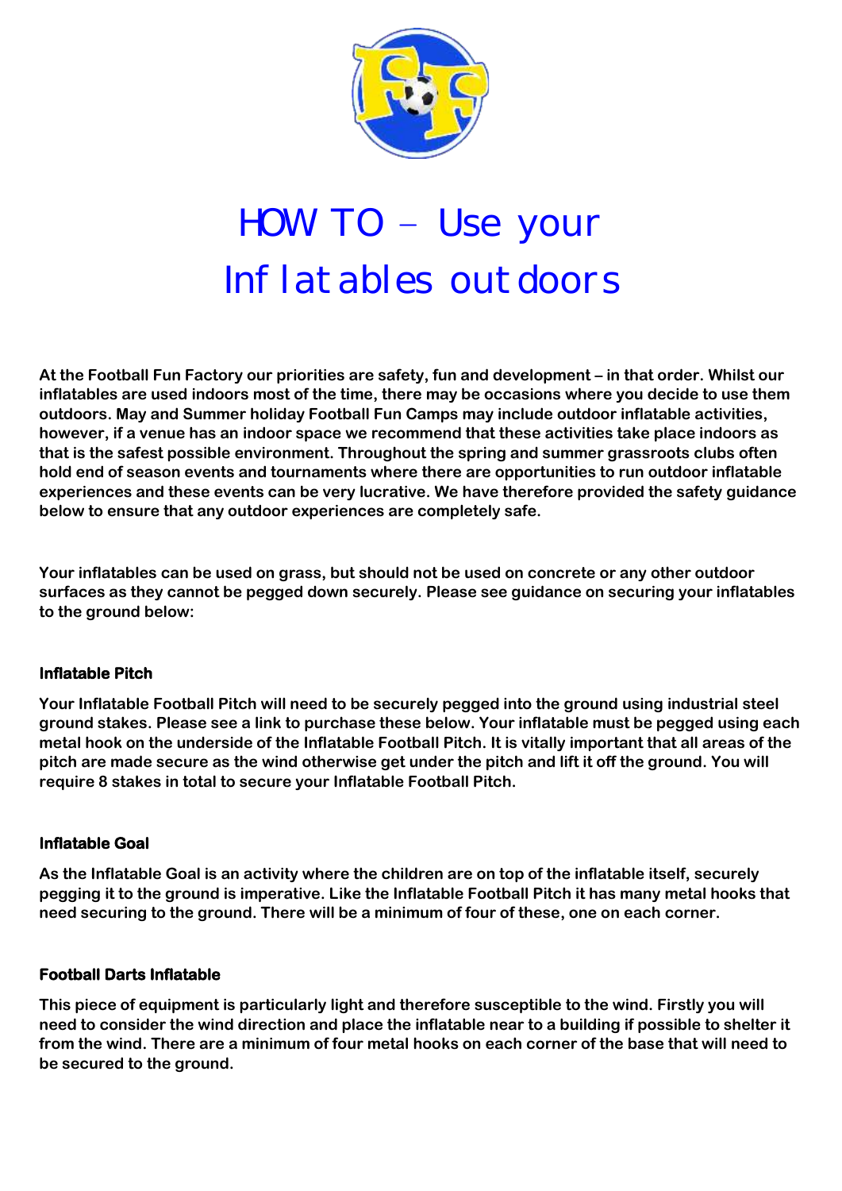# HOW TO – Use your Inflatables outdoors

**At the Football Fun Factory our priorities are safety, fun and development – in that order. Whilst our inflatables are used indoors most of the time, there may be occasions where you decide to use them outdoors. May and Summer holiday Football Fun Camps may include outdoor inflatable activities, however, if a venue has an indoor space we recommend that these activities take place indoors as that is the safest possible environment. Throughout the spring and summer grassroots clubs often hold end of season events and tournaments where there are opportunities to run outdoor inflatable experiences and these events can be very lucrative. We have therefore provided the safety guidance below to ensure that any outdoor experiences are completely safe.**

**Your inflatables can be used on grass, but should not be used on concrete or any other outdoor surfaces as they cannot be pegged down securely. Please see guidance on securing your inflatables to the ground below:**

### Inflatable Pitch

**Your Inflatable Football Pitch will need to be securely pegged into the ground using industrial steel ground stakes. Please see a link to purchase these below. Your inflatable must be pegged using each metal hook on the underside of the Inflatable Football Pitch. It is vitally important that all areas of the pitch are made secure as the wind otherwise get under the pitch and lift it off the ground. You will require 8 stakes in total to secure your Inflatable Football Pitch.**

### Inflatable Goal

**As the Inflatable Goal is an activity where the children are on top of the inflatable itself, securely pegging it to the ground is imperative. Like the Inflatable Football Pitch it has many metal hooks that need securing to the ground. There will be a minimum of four of these, one on each corner.**

### Football Darts Inflatable

**This piece of equipment is particularly light and therefore susceptible to the wind. Firstly you will need to consider the wind direction and place the inflatable near to a building if possible to shelter it from the wind. There are a minimum of four metal hooks on each corner of the base that will need to be secured to the ground.**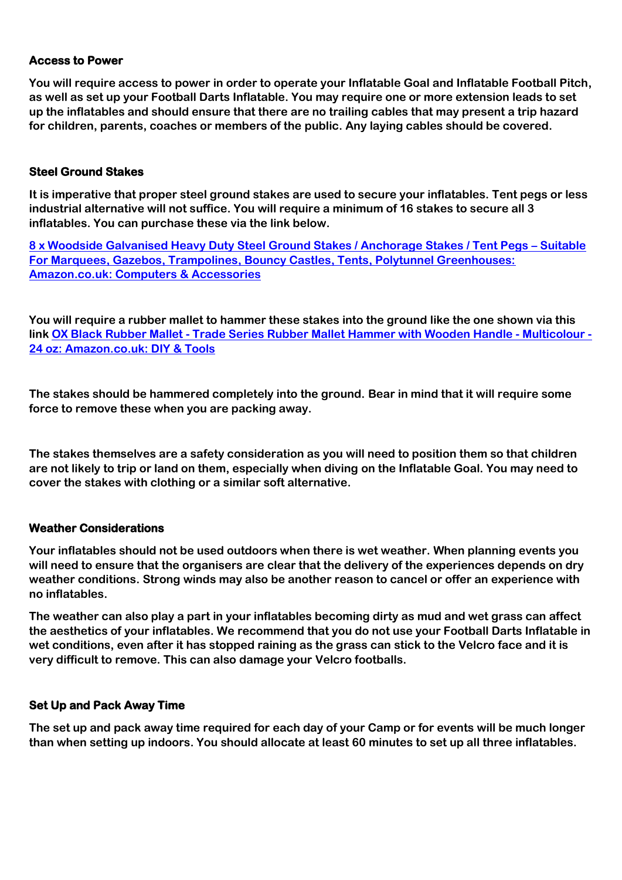**Access to Power**

You will require access to power in order to operate your Inflatable Goal and Inflatable Football Pitch, as well as set up your Football Darts Inflatable. You may require one or more extension leads to set up the inflatables and should ensure that there are no trailing cables that may present a trip hazard for children, parents, coaches or members of the public. Any laying cables should be covered.

**Steel Ground Stakes**

It is imperative that proper steel ground stakes are used to secure your inflatables. Tent pegs or less industrial alternative will not suffice. You will require a minimum of 16 stakes to secure all 3 inflatables. You can purchase these via the link below.

8 x Woodside Galvanised Heavy Duty Steel Ground Stakes / Anchorage Stakes / Tent Pegs – Suitable For Marquees, Gazebos, Trampolines, Bouncy Castles, Tents, Polytunnel Greenhouses: Amazon.co.uk: Computers & Accessories

You will require a rubber mallet to hammer these stakes into the ground like the one shown via this link OX Black Rubber Mallet - Trade Series Rubber Mallet Hammer with Wooden Handle - Multicolour - 24 oz: Amazon.co.uk: DIY & Tools

The stakes should be hammered completely into the ground. Bear in mind that it will require some force to remove these when you are packing away.

The stakes themselves are a safety consideration as you will need to position them so that children are not likely to trip or land on them, especially when diving on the Inflatable Goal. You may need to cover the stakes with clothing or a similar soft alternative.

**Weather Considerations**

Your inflatables should not be used outdoors when there is wet weather. When planning events you will need to ensure that the organisers are clear that the delivery of the experiences depends on dry weather conditions. Strong winds may also be another reason to cancel or offer an experience with no inflatables.

The weather can also play a part in your inflatables becoming dirty as mud and wet grass can affect the aesthetics of your inflatables. We recommend that you do not use your Football Darts Inflatable in wet conditions, even after it has stopped raining as the grass can stick to the Velcro face and it is very difficult to remove. This can also damage your Velcro footballs.

**Set Up and Pack Away Time**

The set up and pack away time required for each day of your Camp or for events will be much longer than when setting up indoors. You should allocate at least 60 minutes to set up all three inflatables.